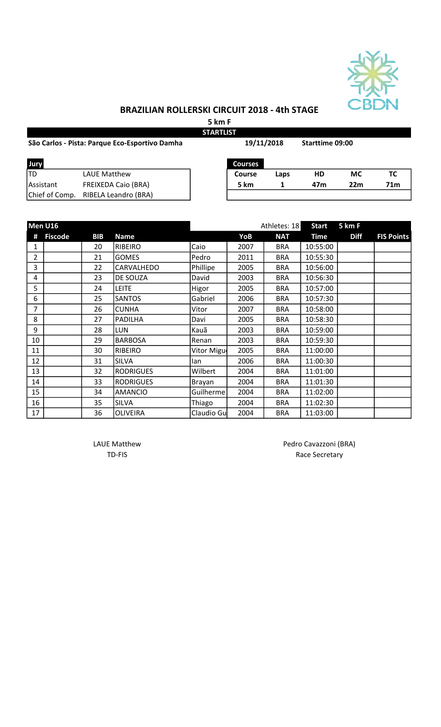# BRAZILIAN ROLLERSKI CIRCUIT 2018 - 4th STAGE

**5 km F**

**STARTLIST**

**São Carlos - Pista: Parque Eco-Esportivo Damha** **19/11/2018** **Starttime 09:00**

| Jury | |
|---|---|
| TD | LAUE Matthew |
| Assistant | FREIXEDA Caio (BRA) |
| Chief of Comp. | RIBELA Leandro (BRA) |

| Courses | | | | |
|---|---|---|---|---|
| Course | Laps | HD | MC | TC |
| 5 km | 1 | 47m | 22m | 71m |

| Men U16 | | | | | | Athletes: 18 | Start | 5 km F | |
|---|---|---|---|---|---|---|---|---|---|
| # | Fiscode | BIB | Name | | YoB | NAT | Time | Diff | FIS Points |
| 1 | | 20 | RIBEIRO | Caio | 2007 | BRA | 10:55:00 | | |
| 2 | | 21 | GOMES | Pedro | 2011 | BRA | 10:55:30 | | |
| 3 | | 22 | CARVALHEDO | Phillipe | 2005 | BRA | 10:56:00 | | |
| 4 | | 23 | DE SOUZA | David | 2003 | BRA | 10:56:30 | | |
| 5 | | 24 | LEITE | Higor | 2005 | BRA | 10:57:00 | | |
| 6 | | 25 | SANTOS | Gabriel | 2006 | BRA | 10:57:30 | | |
| 7 | | 26 | CUNHA | Vitor | 2007 | BRA | 10:58:00 | | |
| 8 | | 27 | PADILHA | Davi | 2005 | BRA | 10:58:30 | | |
| 9 | | 28 | LUN | Kauã | 2003 | BRA | 10:59:00 | | |
| 10 | | 29 | BARBOSA | Renan | 2003 | BRA | 10:59:30 | | |
| 11 | | 30 | RIBEIRO | Vitor Migu | 2005 | BRA | 11:00:00 | | |
| 12 | | 31 | SILVA | Ian | 2006 | BRA | 11:00:30 | | |
| 13 | | 32 | RODRIGUES | Wilbert | 2004 | BRA | 11:01:00 | | |
| 14 | | 33 | RODRIGUES | Brayan | 2004 | BRA | 11:01:30 | | |
| 15 | | 34 | AMANCIO | Guilherme | 2004 | BRA | 11:02:00 | | |
| 16 | | 35 | SILVA | Thiago | 2004 | BRA | 11:02:30 | | |
| 17 | | 36 | OLIVEIRA | Claudio Gu | 2004 | BRA | 11:03:00 | | |

LAUE Matthew
TD-FIS

Pedro Cavazzoni (BRA)
Race Secretary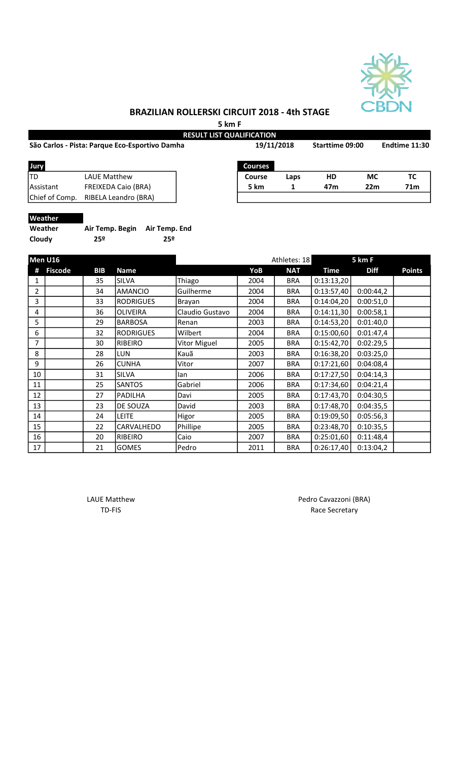## BRAZILIAN ROLLERSKI CIRCUIT 2018 - 4th STAGE

**5 km F**

**RESULT LIST QUALIFICATION**

**São Carlos - Pista: Parque Eco-Esportivo Damha** **19/11/2018** **Starttime 09:00** **Endtime 11:30**

| Jury | |
|---|---|
| TD | LAUE Matthew |
| Assistant | FREIXEDA Caio (BRA) |
| Chief of Comp. | RIBELA Leandro (BRA) |

| Courses | | | | |
|---|---|---|---|---|
| Course | Laps | HD | MC | TC |
| 5 km | 1 | 47m | 22m | 71m |

**Weather**

| Weather | Air Temp. Begin | Air Temp. End |
|---|---|---|
| Cloudy | 25º | 25º |

**Men U16** — Athletes: 18 — 5 km F

| # | Fiscode | BIB | Name | | YoB | NAT | Time | Diff | Points |
|---|---|---|---|---|---|---|---|---|---|
| 1 | | 35 | SILVA | Thiago | 2004 | BRA | 0:13:13,20 | | |
| 2 | | 34 | AMANCIO | Guilherme | 2004 | BRA | 0:13:57,40 | 0:00:44,2 | |
| 3 | | 33 | RODRIGUES | Brayan | 2004 | BRA | 0:14:04,20 | 0:00:51,0 | |
| 4 | | 36 | OLIVEIRA | Claudio Gustavo | 2004 | BRA | 0:14:11,30 | 0:00:58,1 | |
| 5 | | 29 | BARBOSA | Renan | 2003 | BRA | 0:14:53,20 | 0:01:40,0 | |
| 6 | | 32 | RODRIGUES | Wilbert | 2004 | BRA | 0:15:00,60 | 0:01:47,4 | |
| 7 | | 30 | RIBEIRO | Vitor Miguel | 2005 | BRA | 0:15:42,70 | 0:02:29,5 | |
| 8 | | 28 | LUN | Kauã | 2003 | BRA | 0:16:38,20 | 0:03:25,0 | |
| 9 | | 26 | CUNHA | Vitor | 2007 | BRA | 0:17:21,60 | 0:04:08,4 | |
| 10 | | 31 | SILVA | Ian | 2006 | BRA | 0:17:27,50 | 0:04:14,3 | |
| 11 | | 25 | SANTOS | Gabriel | 2006 | BRA | 0:17:34,60 | 0:04:21,4 | |
| 12 | | 27 | PADILHA | Davi | 2005 | BRA | 0:17:43,70 | 0:04:30,5 | |
| 13 | | 23 | DE SOUZA | David | 2003 | BRA | 0:17:48,70 | 0:04:35,5 | |
| 14 | | 24 | LEITE | Higor | 2005 | BRA | 0:19:09,50 | 0:05:56,3 | |
| 15 | | 22 | CARVALHEDO | Phillipe | 2005 | BRA | 0:23:48,70 | 0:10:35,5 | |
| 16 | | 20 | RIBEIRO | Caio | 2007 | BRA | 0:25:01,60 | 0:11:48,4 | |
| 17 | | 21 | GOMES | Pedro | 2011 | BRA | 0:26:17,40 | 0:13:04,2 | |

LAUE Matthew
TD-FIS

Pedro Cavazzoni (BRA)
Race Secretary